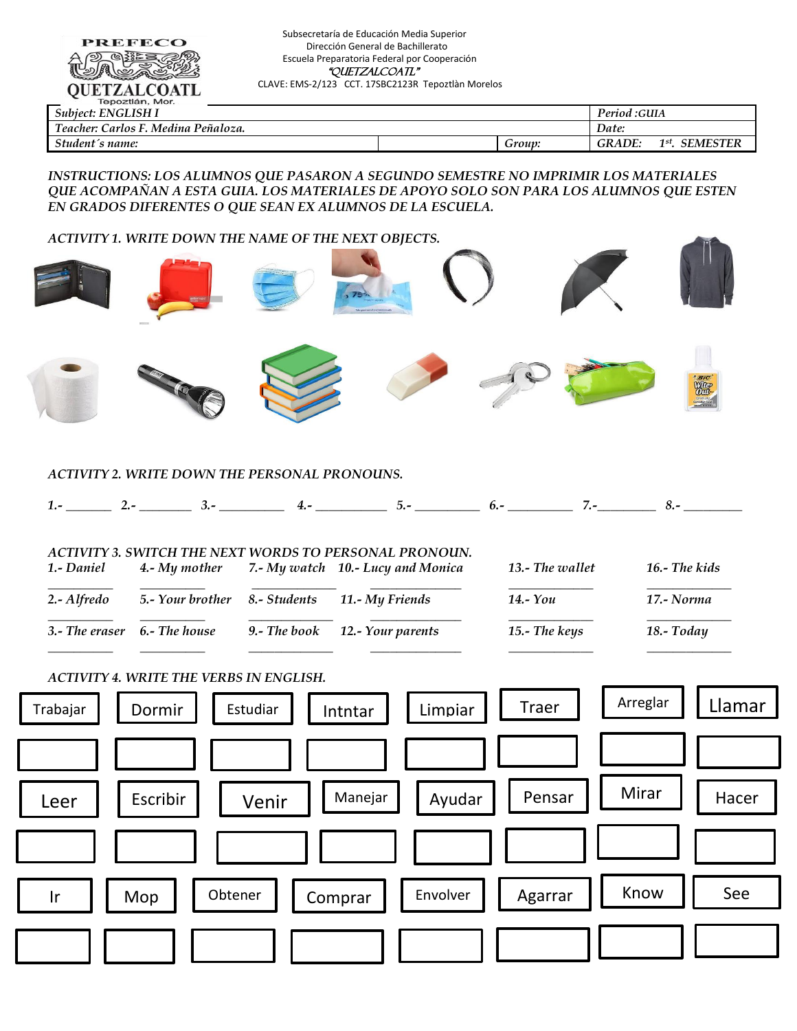PREFECO QUETZALCOATL
Tepoztlán, Mor.

Subsecretaría de Educación Media Superior
Dirección General de Bachillerato
Escuela Preparatoria Federal por Cooperación
*"QUETZALCOATL"*
CLAVE: EMS-2/123 CCT. 17SBC2123R Tepoztlàn Morelos

| *Subject: ENGLISH I* | | | *Period :GUIA* |
|---|---|---|---|
| *Teacher: Carlos F. Medina Peñaloza.* | | | *Date:* |
| *Student´s name:* | | *Group:* | *GRADE: 1st. SEMESTER* |

*INSTRUCTIONS: LOS ALUMNOS QUE PASARON A SEGUNDO SEMESTRE NO IMPRIMIR LOS MATERIALES QUE ACOMPAÑAN A ESTA GUIA. LOS MATERIALES DE APOYO SOLO SON PARA LOS ALUMNOS QUE ESTEN EN GRADOS DIFERENTES O QUE SEAN EX ALUMNOS DE LA ESCUELA.*

*ACTIVITY 1. WRITE DOWN THE NAME OF THE NEXT OBJECTS.*

*ACTIVITY 2. WRITE DOWN THE PERSONAL PRONOUNS.*

1.- _______ 2.- ________ 3.- __________ 4.- ___________ 5.- __________ 6.- __________ 7.-_________ 8.- _________

*ACTIVITY 3. SWITCH THE NEXT WORDS TO PERSONAL PRONOUN.*

| | | | | | |
|---|---|---|---|---|---|
| 1.- Daniel | 4.- My mother | 7.- My watch | 10.- Lucy and Monica | 13.- The wallet | 16.- The kids |
| 2.- Alfredo | 5.- Your brother | 8.- Students | 11.- My Friends | 14.- You | 17.- Norma |
| 3.- The eraser | 6.- The house | 9.- The book | 12.- Your parents | 15.- The keys | 18.- Today |

*ACTIVITY 4. WRITE THE VERBS IN ENGLISH.*

| | | | | | | | |
|---|---|---|---|---|---|---|---|
| Trabajar | Dormir | Estudiar | Intntar | Limpiar | Traer | Arreglar | Llamar |
| | | | | | | | |
| Leer | Escribir | Venir | Manejar | Ayudar | Pensar | Mirar | Hacer |
| | | | | | | | |
| Ir | Mop | Obtener | Comprar | Envolver | Agarrar | Know | See |
| | | | | | | | |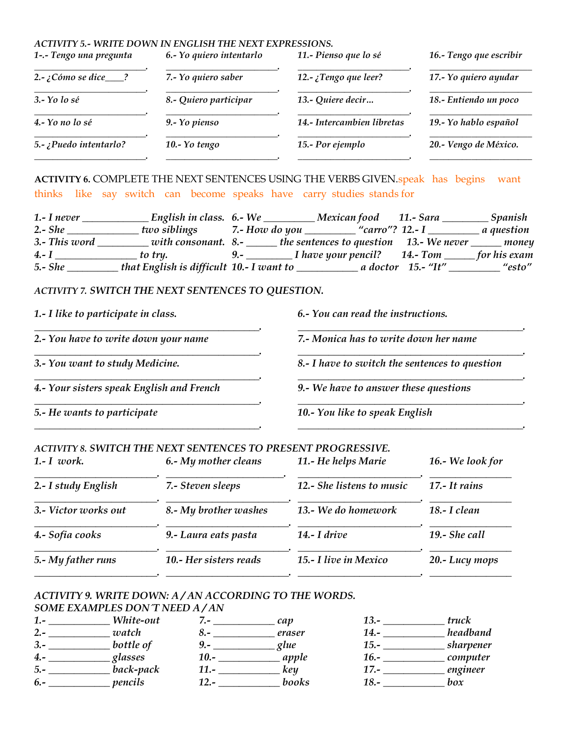*ACTIVITY 5.- WRITE DOWN IN ENGLISH THE NEXT EXPRESSIONS.*

*1-.- Tengo una pregunta*
_______________________.

*2.- ¿Cómo se dice____?*
_______________________.

*3.- Yo lo sé*
_______________________.

*4.- Yo no lo sé*
_______________________.

*5.- ¿Puedo intentarlo?*
_______________________.

*6.- Yo quiero intentarlo*
_______________________.

*7.- Yo quiero saber*
_______________________.

*8.- Quiero participar*
_______________________.

*9.- Yo pienso*
_______________________.

*10.- Yo tengo*
_______________________.

*11.- Pienso que lo sé*
_______________________.

*12.- ¿Tengo que leer?*
_______________________.

*13.- Quiere decir…*
_______________________.

*14.- Intercambien libretas*
_______________________.

*15.- Por ejemplo*
_______________________.

*16.- Tengo que escribir*
_______________________

*17.- Yo quiero ayudar*
_______________________

*18.- Entiendo un poco*
_______________________

*19.- Yo hablo español*
_______________________

*20.- Vengo de México.*
_______________________

**ACTIVITY 6.** COMPLETE THE NEXT SENTENCES USING THE VERBS GIVEN. speak has begins want thinks like say switch can become speaks have carry studies stands for

*1.- I never _____________ English in class.*
*2.- She ______________ two siblings*
*3.- This word __________ with consonant.*
*4.- I ________________ to try.*
*5.- She __________ that English is difficult*
*6.- We __________ Mexican food*
*7.- How do you __________ "carro"?*
*8.- ______ the sentences to question*
*9.- _________ I have your pencil?*
*10.- I want to ____________ a doctor*
*11.- Sara _________ Spanish*
*12.- I __________ a question*
*13.- We never ______ money*
*14.- Tom ______ for his exam*
*15.- "It" __________ "esto"*

*ACTIVITY 7. SWITCH THE NEXT SENTENCES TO QUESTION.*

*1.- I like to participate in class.*
______________________________________________.

*2.- You have to write down your name*
______________________________________________.

*3.- You want to study Medicine.*
______________________________________________.

*4.- Your sisters speak English and French*
______________________________________________.

*5.- He wants to participate*
______________________________________________.

*6.- You can read the instructions.*
______________________________________________.

*7.- Monica has to write down her name*
______________________________________________.

*8.- I have to switch the sentences to question*
______________________________________________.

*9.- We have to answer these questions*
______________________________________________.

*10.- You like to speak English*
______________________________________________.

*ACTIVITY 8. SWITCH THE NEXT SENTENCES TO PRESENT PROGRESSIVE.*

*1.- I work.*
_______________________.

*2.- I study English*
_______________________.

*3.- Victor works out*
_______________________.

*4.- Sofia cooks*
_______________________.

*5.- My father runs*
_______________________.

*6.- My mother cleans*
_______________________.

*7.- Steven sleeps*
_______________________.

*8.- My brother washes*
_______________________.

*9.- Laura eats pasta*
_______________________.

*10.- Her sisters reads*
_______________________.

*11.- He helps Marie*
_______________________.

*12.- She listens to music*
_______________________.

*13.- We do homework*
_______________________.

*14.- I drive*
_______________________.

*15.- I live in Mexico*
_______________________.

*16.- We look for*
_______________

*17.- It rains*
_______________

*18.- I clean*
_______________

*19.- She call*
_______________

*20.- Lucy mops*
_______________

*ACTIVITY 9. WRITE DOWN: A / AN ACCORDING TO THE WORDS.*
*SOME EXAMPLES DON´T NEED A / AN*

*1.- ____________ White-out*
*2.- ____________ watch*
*3.- ____________ bottle of*
*4.- ____________ glasses*
*5.- ____________ back-pack*
*6.- ____________ pencils*
*7.- ____________ cap*
*8.- ____________ eraser*
*9.- ____________ glue*
*10.- ____________ apple*
*11.- ____________ key*
*12.- ____________ books*
*13.- ____________ truck*
*14.- ____________ headband*
*15.- ____________ sharpener*
*16.- ____________ computer*
*17.- ____________ engineer*
*18.- ____________ box*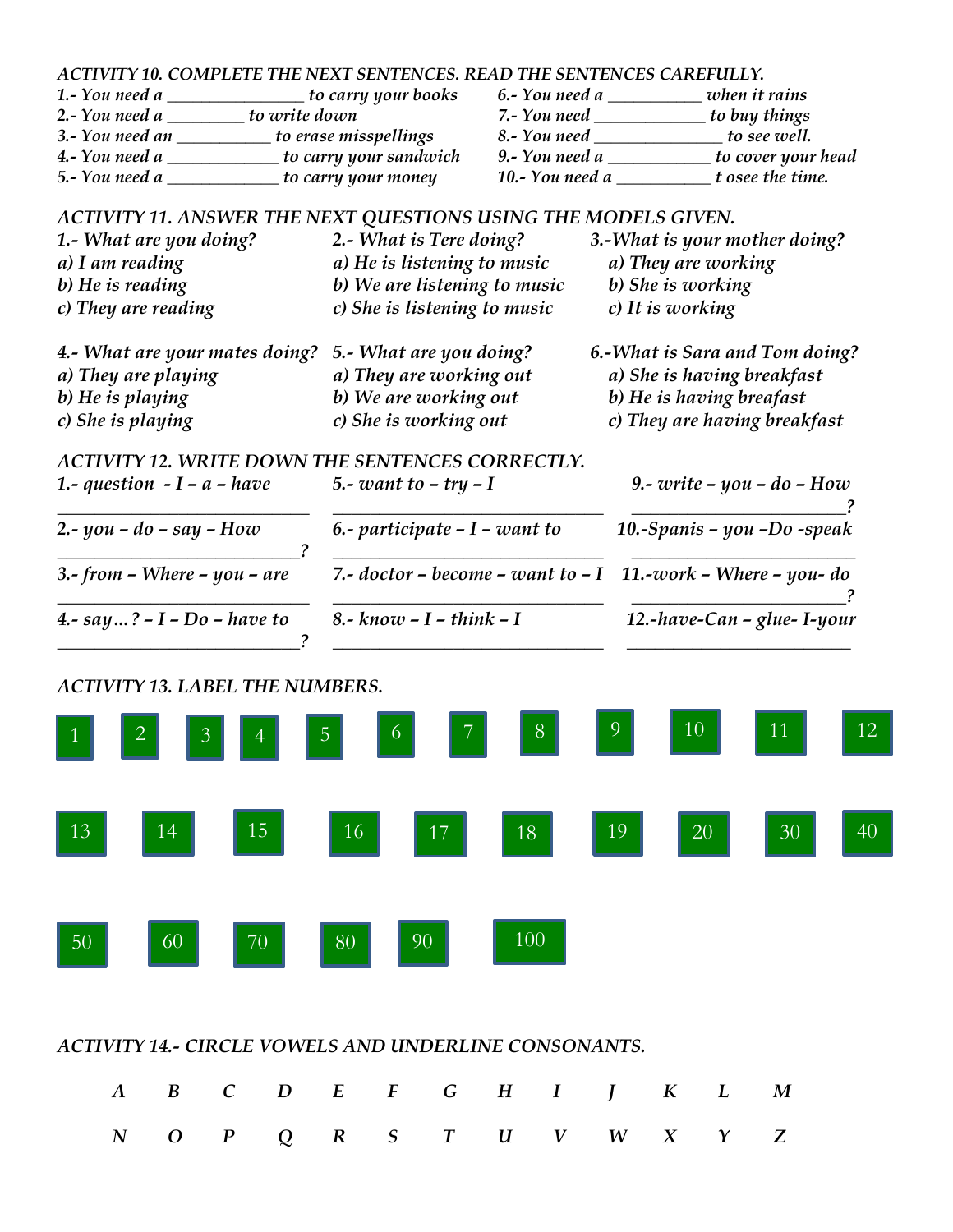*ACTIVITY 10. COMPLETE THE NEXT SENTENCES. READ THE SENTENCES CAREFULLY.*

*1.- You need a ________________ to carry your books*
*2.- You need a _________ to write down*
*3.- You need an ___________ to erase misspellings*
*4.- You need a _____________ to carry your sandwich*
*5.- You need a _____________ to carry your money*
*6.- You need a ___________ when it rains*
*7.- You need ____________ to buy things*
*8.- You need _______________ to see well.*
*9.- You need a ____________ to cover your head*
*10.- You need a ___________ t osee the time.*

*ACTIVITY 11. ANSWER THE NEXT QUESTIONS USING THE MODELS GIVEN.*

*1.- What are you doing?*
*a) I am reading*
*b) He is reading*
*c) They are reading*

*2.- What is Tere doing?*
*a) He is listening to music*
*b) We are listening to music*
*c) She is listening to music*

*3.-What is your mother doing?*
*a) They are working*
*b) She is working*
*c) It is working*

*4.- What are your mates doing?*
*a) They are playing*
*b) He is playing*
*c) She is playing*

*5.- What are you doing?*
*a) They are working out*
*b) We are working out*
*c) She is working out*

*6.-What is Sara and Tom doing?*
*a) She is having breakfast*
*b) He is having breafast*
*c) They are having breakfast*

*ACTIVITY 12. WRITE DOWN THE SENTENCES CORRECTLY.*

*1.- question - I – a – have*
___________________________

*2.- you – do – say – How*
___________________________?

*3.- from – Where – you – are*
___________________________

*4.- say…? – I – Do – have to*
___________________________?

*5.- want to – try – I*
___________________________

*6.- participate – I – want to*
___________________________

*7.- doctor – become – want to – I*
___________________________

*8.- know – I – think – I*
___________________________

*9.- write – you – do – How*
___________________________?

*10.-Spanis – you –Do -speak*
___________________________

*11.-work – Where – you- do*
___________________________?

*12.-have-Can – glue- I-your*
___________________________

*ACTIVITY 13. LABEL THE NUMBERS.*

1 2 3 4 5 6 7 8 9 10 11 12

13 14 15 16 17 18 19 20 30 40

50 60 70 80 90 100

*ACTIVITY 14.- CIRCLE VOWELS AND UNDERLINE CONSONANTS.*

*A B C D E F G H I J K L M*

*N O P Q R S T U V W X Y Z*